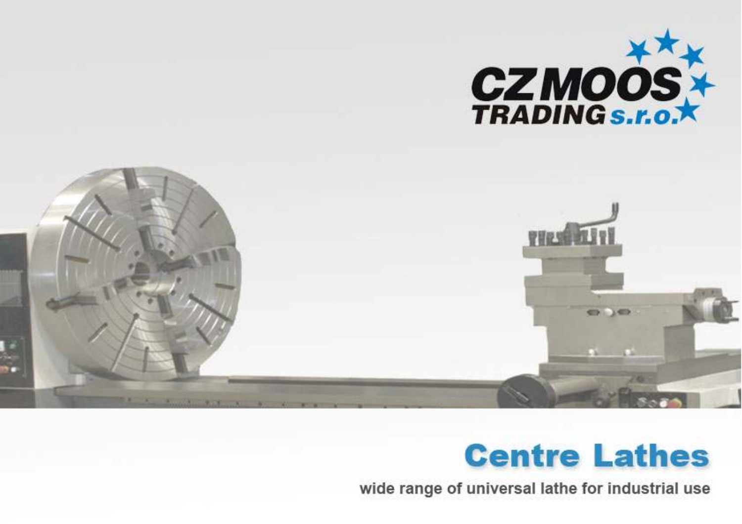CZ MOOS TRADING s.r.o.

# Centre Lathes

wide range of universal lathe for industrial use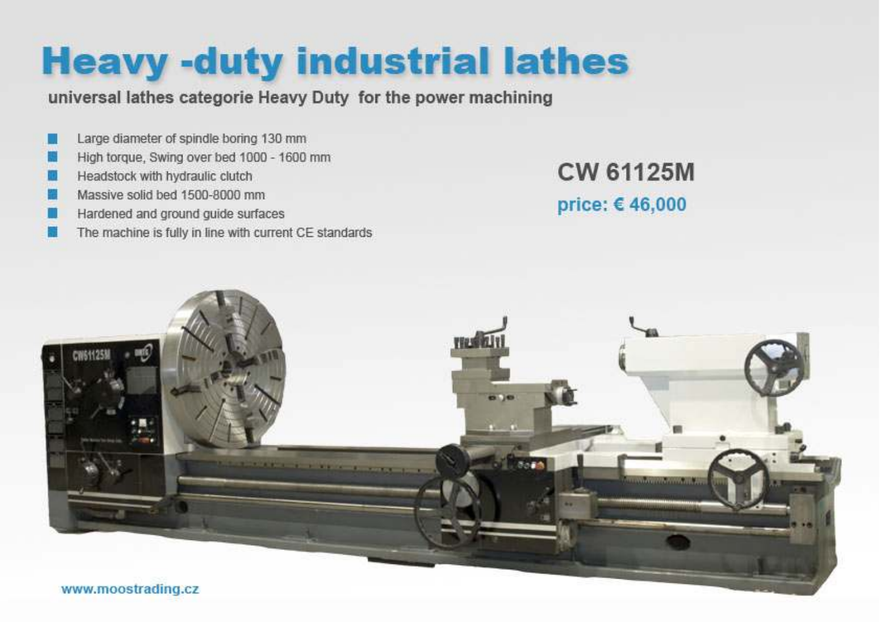# Heavy -duty industrial lathes

**universal lathes categorie Heavy Duty for the power machining**

- Large diameter of spindle boring 130 mm
- High torque, Swing over bed 1000 - 1600 mm
- Headstock with hydraulic clutch
- Massive solid bed 1500-8000 mm
- Hardened and ground guide surfaces
- The machine is fully in line with current CE standards

## CW 61125M

**price: € 46,000**

www.moostrading.cz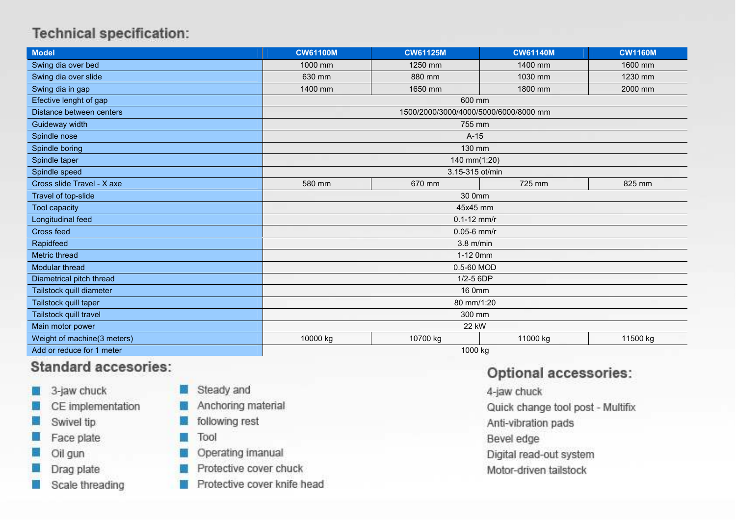## Technical specification:

| Model | CW61100M | CW61125M | CW61140M | CW1160M |
|---|---|---|---|---|
| Swing dia over bed | 1000 mm | 1250 mm | 1400 mm | 1600 mm |
| Swing dia over slide | 630 mm | 880 mm | 1030 mm | 1230 mm |
| Swing dia in gap | 1400 mm | 1650 mm | 1800 mm | 2000 mm |
| Efective lenght of gap | 600 mm | | | |
| Distance between centers | 1500/2000/3000/4000/5000/6000/8000 mm | | | |
| Guideway width | 755 mm | | | |
| Spindle nose | A-15 | | | |
| Spindle boring | 130 mm | | | |
| Spindle taper | 140 mm(1:20) | | | |
| Spindle speed | 3.15-315 ot/min | | | |
| Cross slide Travel - X axe | 580 mm | 670 mm | 725 mm | 825 mm |
| Travel of top-slide | 30 0mm | | | |
| Tool capacity | 45x45 mm | | | |
| Longitudinal feed | 0.1-12 mm/r | | | |
| Cross feed | 0.05-6 mm/r | | | |
| Rapidfeed | 3.8 m/min | | | |
| Metric thread | 1-12 0mm | | | |
| Modular thread | 0.5-60 MOD | | | |
| Diametrical pitch thread | 1/2-5 6DP | | | |
| Tailstock quill diameter | 16 0mm | | | |
| Tailstock quill taper | 80 mm/1:20 | | | |
| Tailstock quill travel | 300 mm | | | |
| Main motor power | 22 kW | | | |
| Weight of machine(3 meters) | 10000 kg | 10700 kg | 11000 kg | 11500 kg |
| Add or reduce for 1 meter | 1000 kg | | | |

## Standard accesories:

- 3-jaw chuck
- CE implementation
- Swivel tip
- Face plate
- Oil gun
- Drag plate
- Scale threading
- Steady and
- Anchoring material
- following rest
- Tool
- Operating imanual
- Protective cover chuck
- Protective cover knife head

## Optional accessories:

4-jaw chuck
Quick change tool post - Multifix
Anti-vibration pads
Bevel edge
Digital read-out system
Motor-driven tailstock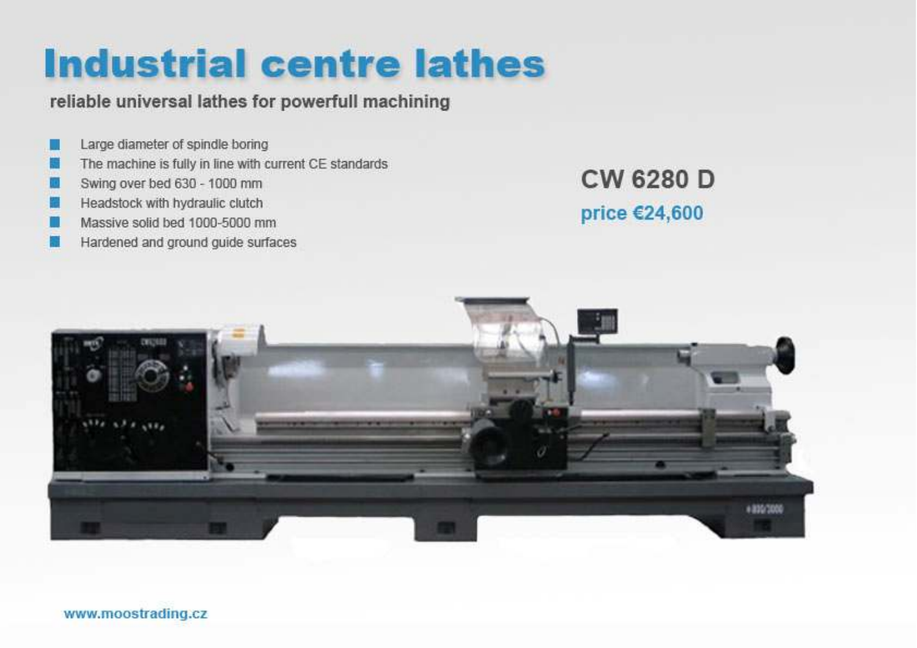# Industrial centre lathes

## reliable universal lathes for powerfull machining

- Large diameter of spindle boring
- The machine is fully in line with current CE standards
- Swing over bed 630 - 1000 mm
- Headstock with hydraulic clutch
- Massive solid bed 1000-5000 mm
- Hardened and ground guide surfaces

## CW 6280 D

**price €24,600**

www.moostrading.cz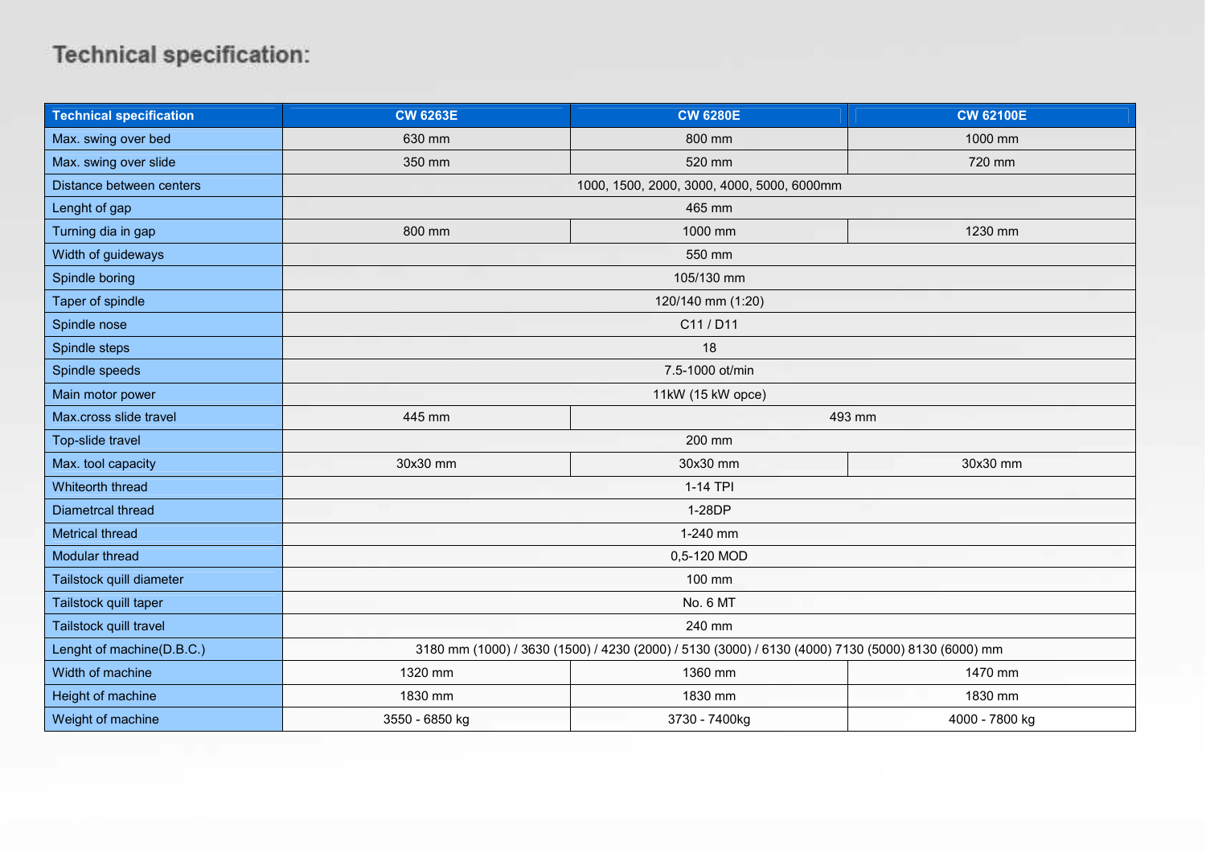# Technical specification:

| Technical specification | CW 6263E | CW 6280E | CW 62100E |
|---|---|---|---|
| Max. swing over bed | 630 mm | 800 mm | 1000 mm |
| Max. swing over slide | 350 mm | 520 mm | 720 mm |
| Distance between centers | 1000, 1500, 2000, 3000, 4000, 5000, 6000mm | | |
| Lenght of gap | 465 mm | | |
| Turning dia in gap | 800 mm | 1000 mm | 1230 mm |
| Width of guideways | 550 mm | | |
| Spindle boring | 105/130 mm | | |
| Taper of spindle | 120/140 mm (1:20) | | |
| Spindle nose | C11 / D11 | | |
| Spindle steps | 18 | | |
| Spindle speeds | 7.5-1000 ot/min | | |
| Main motor power | 11kW (15 kW opce) | | |
| Max.cross slide travel | 445 mm | 493 mm | |
| Top-slide travel | 200 mm | | |
| Max. tool capacity | 30x30 mm | 30x30 mm | 30x30 mm |
| Whiteorth thread | 1-14 TPI | | |
| Diametrcal thread | 1-28DP | | |
| Metrical thread | 1-240 mm | | |
| Modular thread | 0,5-120 MOD | | |
| Tailstock quill diameter | 100 mm | | |
| Tailstock quill taper | No. 6 MT | | |
| Tailstock quill travel | 240 mm | | |
| Lenght of machine(D.B.C.) | 3180 mm (1000) / 3630 (1500) / 4230 (2000) / 5130 (3000) / 6130 (4000) 7130 (5000) 8130 (6000) mm | | |
| Width of machine | 1320 mm | 1360 mm | 1470 mm |
| Height of machine | 1830 mm | 1830 mm | 1830 mm |
| Weight of machine | 3550 - 6850 kg | 3730 - 7400kg | 4000 - 7800 kg |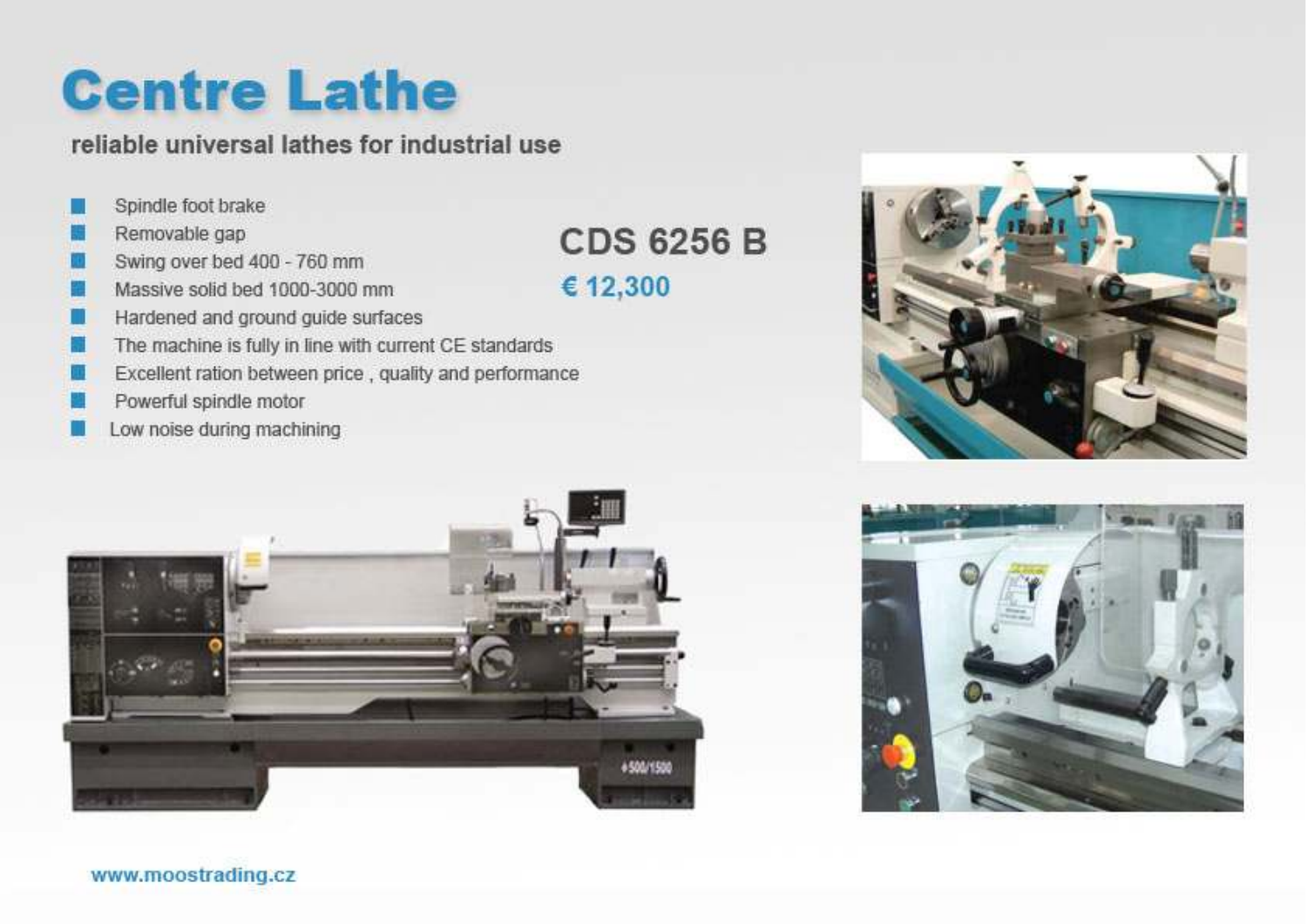# Centre Lathe

## reliable universal lathes for industrial use

- Spindle foot brake
- Removable gap
- Swing over bed 400 - 760 mm
- Massive solid bed 1000-3000 mm
- Hardened and ground guide surfaces
- The machine is fully in line with current CE standards
- Excellent ration between price , quality and performance
- Powerful spindle motor
- Low noise during machining

## CDS 6256 B

**€ 12,300**

www.moostrading.cz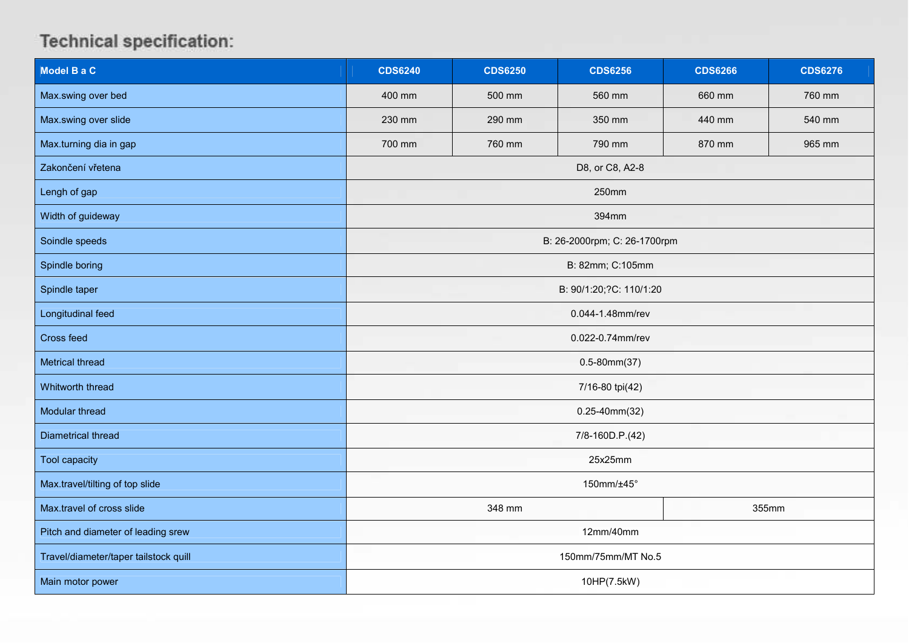## Technical specification:

| Model B a C | CDS6240 | CDS6250 | CDS6256 | CDS6266 | CDS6276 |
|---|---|---|---|---|---|
| Max.swing over bed | 400 mm | 500 mm | 560 mm | 660 mm | 760 mm |
| Max.swing over slide | 230 mm | 290 mm | 350 mm | 440 mm | 540 mm |
| Max.turning dia in gap | 700 mm | 760 mm | 790 mm | 870 mm | 965 mm |
| Zakončení vřetena | D8, or C8, A2-8 | | | | |
| Lengh of gap | 250mm | | | | |
| Width of guideway | 394mm | | | | |
| Soindle speeds | B: 26-2000rpm; C: 26-1700rpm | | | | |
| Spindle boring | B: 82mm; C:105mm | | | | |
| Spindle taper | B: 90/1:20;?C: 110/1:20 | | | | |
| Longitudinal feed | 0.044-1.48mm/rev | | | | |
| Cross feed | 0.022-0.74mm/rev | | | | |
| Metrical thread | 0.5-80mm(37) | | | | |
| Whitworth thread | 7/16-80 tpi(42) | | | | |
| Modular thread | 0.25-40mm(32) | | | | |
| Diametrical thread | 7/8-160D.P.(42) | | | | |
| Tool capacity | 25x25mm | | | | |
| Max.travel/tilting of top slide | 150mm/±45° | | | | |
| Max.travel of cross slide | 348 mm | | | 355mm | |
| Pitch and diameter of leading srew | 12mm/40mm | | | | |
| Travel/diameter/taper tailstock quill | 150mm/75mm/MT No.5 | | | | |
| Main motor power | 10HP(7.5kW) | | | | |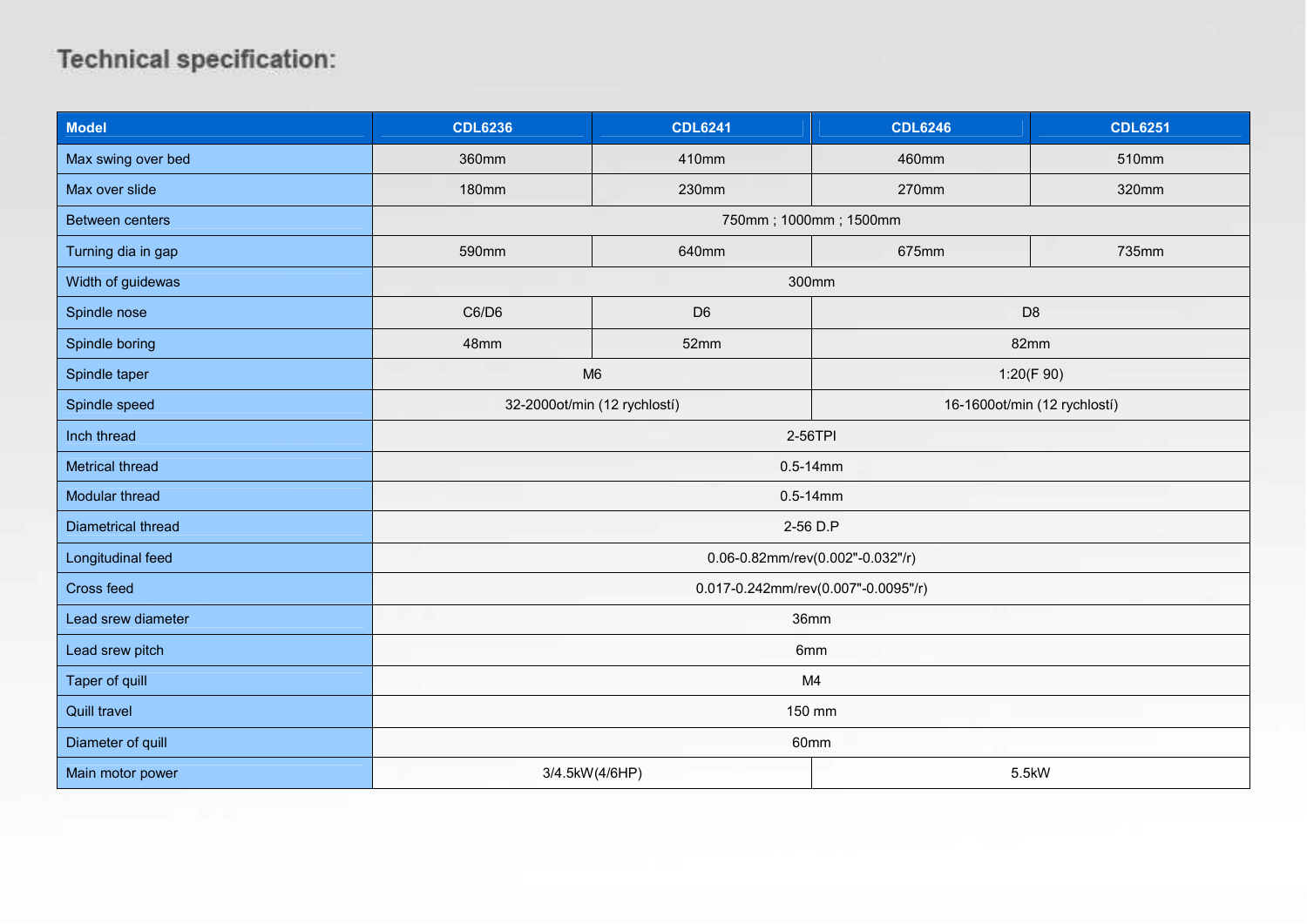## Technical specification:

| Model | CDL6236 | CDL6241 | CDL6246 | CDL6251 |
|---|---|---|---|---|
| Max swing over bed | 360mm | 410mm | 460mm | 510mm |
| Max over slide | 180mm | 230mm | 270mm | 320mm |
| Between centers | 750mm ; 1000mm ; 1500mm | | | |
| Turning dia in gap | 590mm | 640mm | 675mm | 735mm |
| Width of guidewas | 300mm | | | |
| Spindle nose | C6/D6 | D6 | D8 | |
| Spindle boring | 48mm | 52mm | 82mm | |
| Spindle taper | M6 | | 1:20(F 90) | |
| Spindle speed | 32-2000ot/min (12 rychlostí) | | 16-1600ot/min (12 rychlostí) | |
| Inch thread | 2-56TPI | | | |
| Metrical thread | 0.5-14mm | | | |
| Modular thread | 0.5-14mm | | | |
| Diametrical thread | 2-56 D.P | | | |
| Longitudinal feed | 0.06-0.82mm/rev(0.002"-0.032"/r) | | | |
| Cross feed | 0.017-0.242mm/rev(0.007"-0.0095"/r) | | | |
| Lead srew diameter | 36mm | | | |
| Lead srew pitch | 6mm | | | |
| Taper of quill | M4 | | | |
| Quill travel | 150 mm | | | |
| Diameter of quill | 60mm | | | |
| Main motor power | 3/4.5kW(4/6HP) | | 5.5kW | |